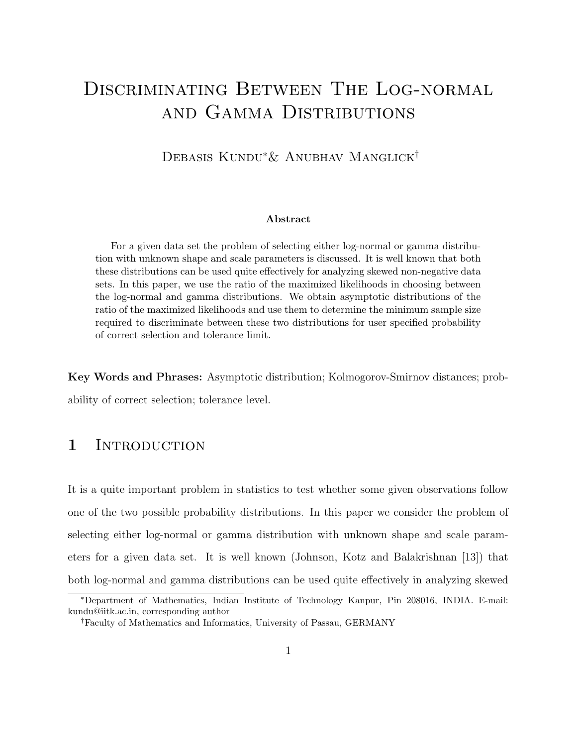# Discriminating Between The Log-normal and Gamma Distributions

Debasis Kundu* & Anubhav Manglick†

**Abstract**

For a given data set the problem of selecting either log-normal or gamma distribution with unknown shape and scale parameters is discussed. It is well known that both these distributions can be used quite effectively for analyzing skewed non-negative data sets. In this paper, we use the ratio of the maximized likelihoods in choosing between the log-normal and gamma distributions. We obtain asymptotic distributions of the ratio of the maximized likelihoods and use them to determine the minimum sample size required to discriminate between these two distributions for user specified probability of correct selection and tolerance limit.

**Key Words and Phrases:** Asymptotic distribution; Kolmogorov-Smirnov distances; probability of correct selection; tolerance level.

## 1 Introduction

It is a quite important problem in statistics to test whether some given observations follow one of the two possible probability distributions. In this paper we consider the problem of selecting either log-normal or gamma distribution with unknown shape and scale parameters for a given data set. It is well known (Johnson, Kotz and Balakrishnan [13]) that both log-normal and gamma distributions can be used quite effectively in analyzing skewed

*Department of Mathematics, Indian Institute of Technology Kanpur, Pin 208016, INDIA. E-mail: kundu@iitk.ac.in, corresponding author

†Faculty of Mathematics and Informatics, University of Passau, GERMANY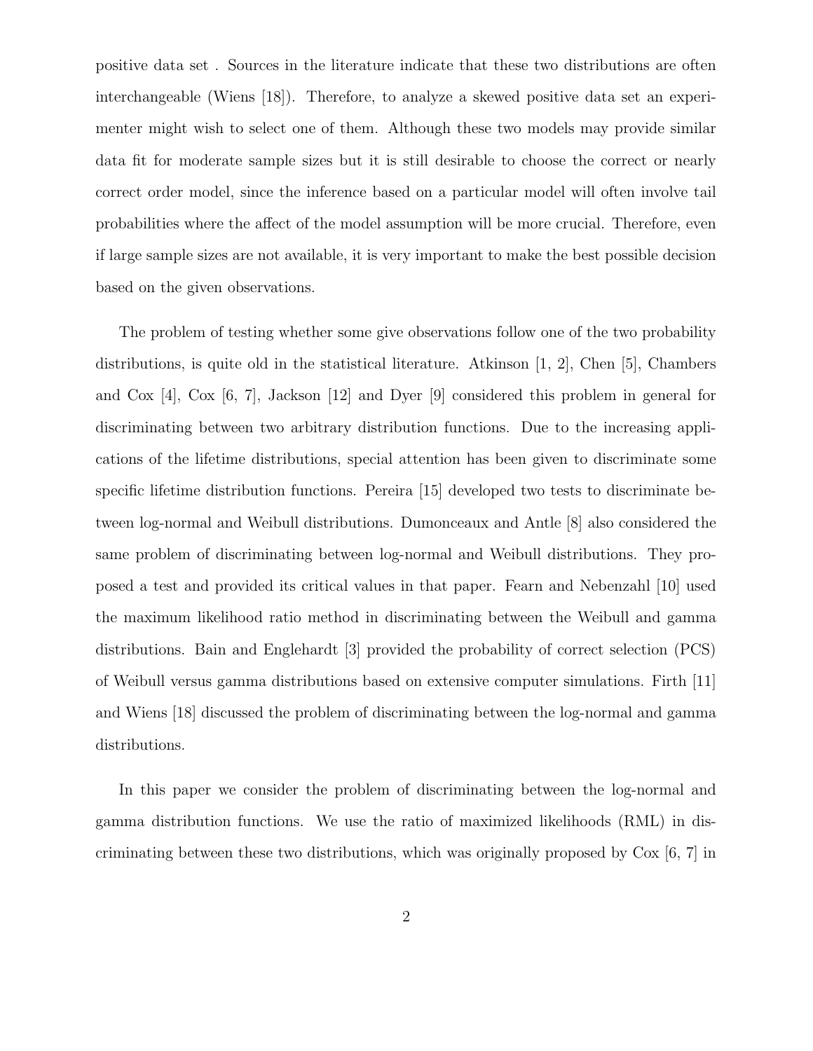positive data set . Sources in the literature indicate that these two distributions are often interchangeable (Wiens [18]). Therefore, to analyze a skewed positive data set an experimenter might wish to select one of them. Although these two models may provide similar data fit for moderate sample sizes but it is still desirable to choose the correct or nearly correct order model, since the inference based on a particular model will often involve tail probabilities where the affect of the model assumption will be more crucial. Therefore, even if large sample sizes are not available, it is very important to make the best possible decision based on the given observations.

The problem of testing whether some give observations follow one of the two probability distributions, is quite old in the statistical literature. Atkinson [1, 2], Chen [5], Chambers and Cox [4], Cox [6, 7], Jackson [12] and Dyer [9] considered this problem in general for discriminating between two arbitrary distribution functions. Due to the increasing applications of the lifetime distributions, special attention has been given to discriminate some specific lifetime distribution functions. Pereira [15] developed two tests to discriminate between log-normal and Weibull distributions. Dumonceaux and Antle [8] also considered the same problem of discriminating between log-normal and Weibull distributions. They proposed a test and provided its critical values in that paper. Fearn and Nebenzahl [10] used the maximum likelihood ratio method in discriminating between the Weibull and gamma distributions. Bain and Englehardt [3] provided the probability of correct selection (PCS) of Weibull versus gamma distributions based on extensive computer simulations. Firth [11] and Wiens [18] discussed the problem of discriminating between the log-normal and gamma distributions.

In this paper we consider the problem of discriminating between the log-normal and gamma distribution functions. We use the ratio of maximized likelihoods (RML) in discriminating between these two distributions, which was originally proposed by Cox [6, 7] in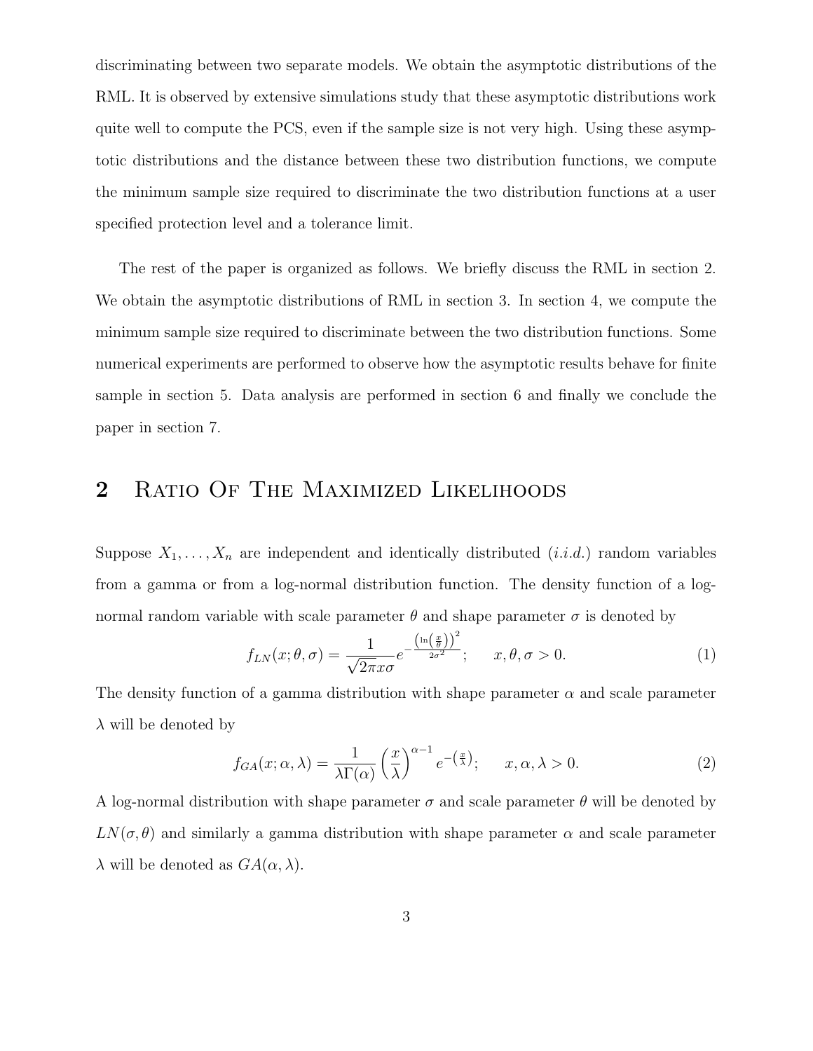discriminating between two separate models. We obtain the asymptotic distributions of the RML. It is observed by extensive simulations study that these asymptotic distributions work quite well to compute the PCS, even if the sample size is not very high. Using these asymptotic distributions and the distance between these two distribution functions, we compute the minimum sample size required to discriminate the two distribution functions at a user specified protection level and a tolerance limit.

The rest of the paper is organized as follows. We briefly discuss the RML in section 2. We obtain the asymptotic distributions of RML in section 3. In section 4, we compute the minimum sample size required to discriminate between the two distribution functions. Some numerical experiments are performed to observe how the asymptotic results behave for finite sample in section 5. Data analysis are performed in section 6 and finally we conclude the paper in section 7.

## 2 Ratio Of The Maximized Likelihoods

Suppose $X_1, \ldots, X_n$ are independent and identically distributed (*i.i.d.*) random variables from a gamma or from a log-normal distribution function. The density function of a log-normal random variable with scale parameter $\theta$ and shape parameter $\sigma$ is denoted by

$$f_{LN}(x;\theta,\sigma) = \frac{1}{\sqrt{2\pi}x\sigma} e^{-\frac{\left(\ln\left(\frac{x}{\theta}\right)\right)^2}{2\sigma^2}}; \qquad x, \theta, \sigma > 0. \tag{1}$$

The density function of a gamma distribution with shape parameter $\alpha$ and scale parameter $\lambda$ will be denoted by

$$f_{GA}(x;\alpha,\lambda) = \frac{1}{\lambda\Gamma(\alpha)} \left(\frac{x}{\lambda}\right)^{\alpha-1} e^{-\left(\frac{x}{\lambda}\right)}; \qquad x, \alpha, \lambda > 0. \tag{2}$$

A log-normal distribution with shape parameter $\sigma$ and scale parameter $\theta$ will be denoted by $LN(\sigma, \theta)$ and similarly a gamma distribution with shape parameter $\alpha$ and scale parameter $\lambda$ will be denoted as $GA(\alpha, \lambda)$.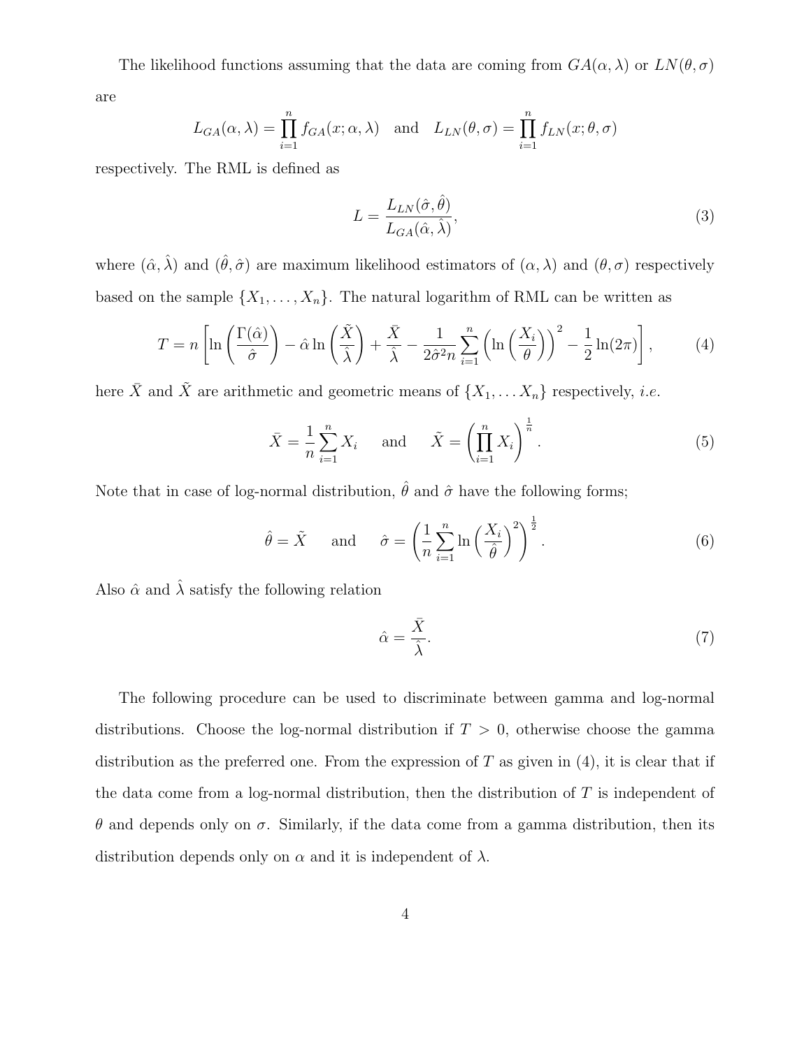The likelihood functions assuming that the data are coming from $GA(\alpha, \lambda)$ or $LN(\theta, \sigma)$ are

$$L_{GA}(\alpha, \lambda) = \prod_{i=1}^{n} f_{GA}(x; \alpha, \lambda) \quad \text{and} \quad L_{LN}(\theta, \sigma) = \prod_{i=1}^{n} f_{LN}(x; \theta, \sigma)$$

respectively. The RML is defined as

$$L = \frac{L_{LN}(\hat{\sigma}, \hat{\theta})}{L_{GA}(\hat{\alpha}, \hat{\lambda})}, \tag{3}$$

where $(\hat{\alpha}, \hat{\lambda})$ and $(\hat{\theta}, \hat{\sigma})$ are maximum likelihood estimators of $(\alpha, \lambda)$ and $(\theta, \sigma)$ respectively based on the sample $\{X_1, \ldots, X_n\}$. The natural logarithm of RML can be written as

$$T = n\left[\ln\left(\frac{\Gamma(\hat{\alpha})}{\hat{\sigma}}\right) - \hat{\alpha}\ln\left(\frac{\tilde{X}}{\hat{\lambda}}\right) + \frac{\bar{X}}{\hat{\lambda}} - \frac{1}{2\hat{\sigma}^2 n}\sum_{i=1}^{n}\left(\ln\left(\frac{X_i}{\theta}\right)\right)^2 - \frac{1}{2}\ln(2\pi)\right], \tag{4}$$

here $\bar{X}$ and $\tilde{X}$ are arithmetic and geometric means of $\{X_1, \ldots X_n\}$ respectively, *i.e.*

$$\bar{X} = \frac{1}{n}\sum_{i=1}^{n} X_i \quad \text{and} \quad \tilde{X} = \left(\prod_{i=1}^{n} X_i\right)^{\frac{1}{n}}. \tag{5}$$

Note that in case of log-normal distribution, $\hat{\theta}$ and $\hat{\sigma}$ have the following forms;

$$\hat{\theta} = \tilde{X} \quad \text{and} \quad \hat{\sigma} = \left(\frac{1}{n}\sum_{i=1}^{n} \ln\left(\frac{X_i}{\hat{\theta}}\right)^2\right)^{\frac{1}{2}}. \tag{6}$$

Also $\hat{\alpha}$ and $\hat{\lambda}$ satisfy the following relation

$$\hat{\alpha} = \frac{\bar{X}}{\hat{\lambda}}. \tag{7}$$

The following procedure can be used to discriminate between gamma and log-normal distributions. Choose the log-normal distribution if $T > 0$, otherwise choose the gamma distribution as the preferred one. From the expression of $T$ as given in (4), it is clear that if the data come from a log-normal distribution, then the distribution of $T$ is independent of $\theta$ and depends only on $\sigma$. Similarly, if the data come from a gamma distribution, then its distribution depends only on $\alpha$ and it is independent of $\lambda$.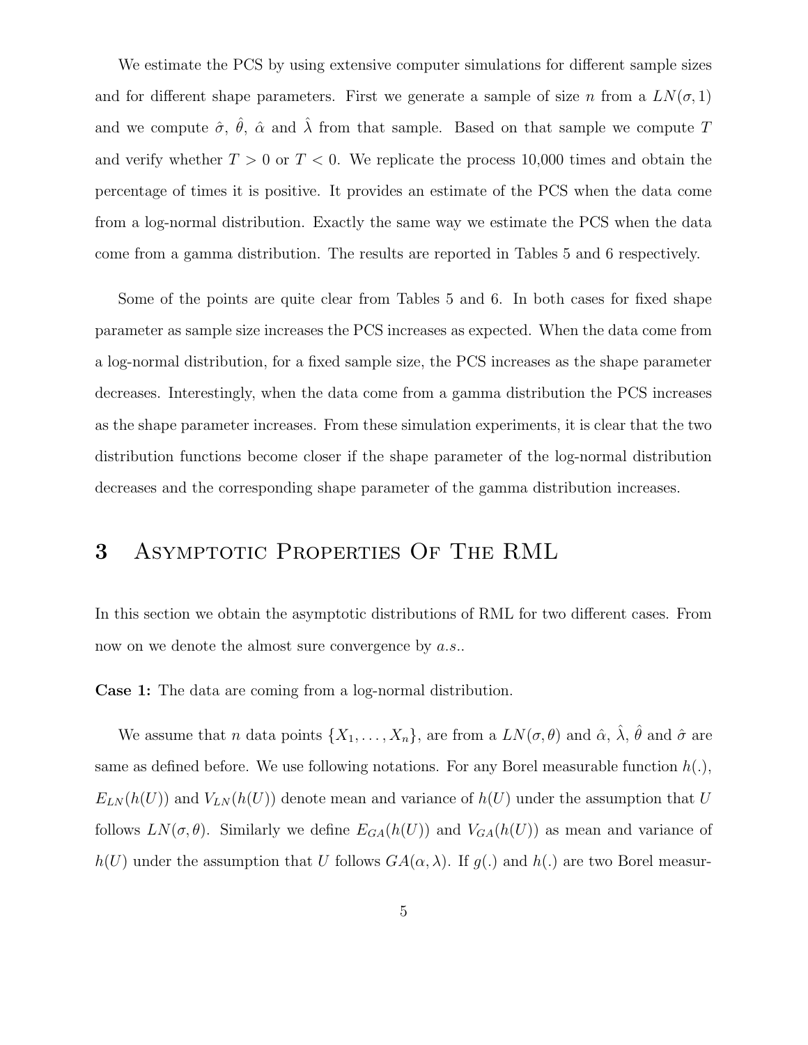We estimate the PCS by using extensive computer simulations for different sample sizes and for different shape parameters. First we generate a sample of size $n$ from a $LN(\sigma, 1)$ and we compute $\hat{\sigma}$, $\hat{\theta}$, $\hat{\alpha}$ and $\hat{\lambda}$ from that sample. Based on that sample we compute $T$ and verify whether $T > 0$ or $T < 0$. We replicate the process 10,000 times and obtain the percentage of times it is positive. It provides an estimate of the PCS when the data come from a log-normal distribution. Exactly the same way we estimate the PCS when the data come from a gamma distribution. The results are reported in Tables 5 and 6 respectively.

Some of the points are quite clear from Tables 5 and 6. In both cases for fixed shape parameter as sample size increases the PCS increases as expected. When the data come from a log-normal distribution, for a fixed sample size, the PCS increases as the shape parameter decreases. Interestingly, when the data come from a gamma distribution the PCS increases as the shape parameter increases. From these simulation experiments, it is clear that the two distribution functions become closer if the shape parameter of the log-normal distribution decreases and the corresponding shape parameter of the gamma distribution increases.

# 3 Asymptotic Properties Of The RML

In this section we obtain the asymptotic distributions of RML for two different cases. From now on we denote the almost sure convergence by *a.s.*.

**Case 1:** The data are coming from a log-normal distribution.

We assume that $n$ data points $\{X_1, \ldots, X_n\}$, are from a $LN(\sigma, \theta)$ and $\hat{\alpha}$, $\hat{\lambda}$, $\hat{\theta}$ and $\hat{\sigma}$ are same as defined before. We use following notations. For any Borel measurable function $h(.)$, $E_{LN}(h(U))$ and $V_{LN}(h(U))$ denote mean and variance of $h(U)$ under the assumption that $U$ follows $LN(\sigma, \theta)$. Similarly we define $E_{GA}(h(U))$ and $V_{GA}(h(U))$ as mean and variance of $h(U)$ under the assumption that $U$ follows $GA(\alpha, \lambda)$. If $g(.)$ and $h(.)$ are two Borel measur-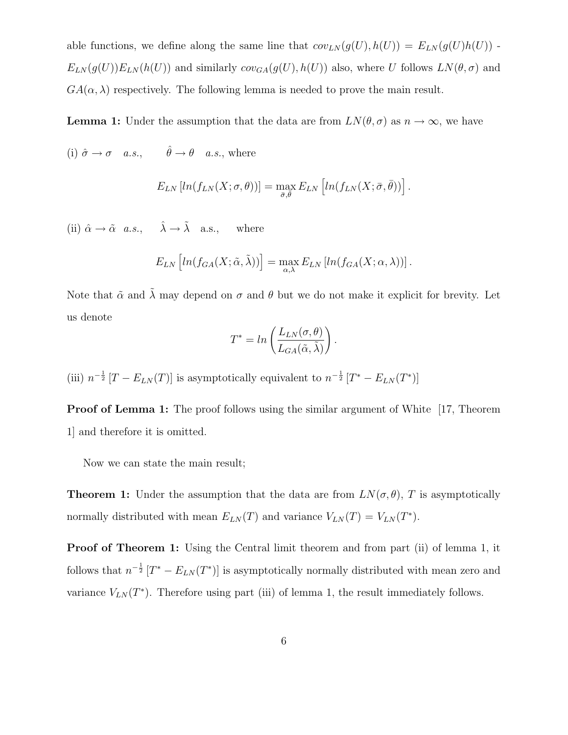able functions, we define along the same line that $cov_{LN}(g(U), h(U)) = E_{LN}(g(U)h(U))$ - $E_{LN}(g(U))E_{LN}(h(U))$ and similarly $cov_{GA}(g(U), h(U))$ also, where $U$ follows $LN(\theta, \sigma)$ and $GA(\alpha, \lambda)$ respectively. The following lemma is needed to prove the main result.

**Lemma 1:** Under the assumption that the data are from $LN(\theta, \sigma)$ as $n \to \infty$, we have

(i) $\hat{\sigma} \to \sigma \quad a.s., \qquad \hat{\theta} \to \theta \quad a.s.$, where

$$E_{LN}\left[ln(f_{LN}(X; \sigma, \theta))\right] = \max_{\bar{\sigma}, \bar{\theta}} E_{LN}\left[ln(f_{LN}(X; \bar{\sigma}, \bar{\theta}))\right].$$

(ii) $\hat{\alpha} \to \tilde{\alpha} \quad a.s., \qquad \hat{\lambda} \to \tilde{\lambda} \quad \text{a.s.}, \qquad$ where

$$E_{LN}\left[ln(f_{GA}(X; \tilde{\alpha}, \tilde{\lambda}))\right] = \max_{\alpha, \lambda} E_{LN}\left[ln(f_{GA}(X; \alpha, \lambda))\right].$$

Note that $\tilde{\alpha}$ and $\tilde{\lambda}$ may depend on $\sigma$ and $\theta$ but we do not make it explicit for brevity. Let us denote

$$T^* = ln\left(\frac{L_{LN}(\sigma, \theta)}{L_{GA}(\tilde{\alpha}, \tilde{\lambda})}\right).$$

(iii) $n^{-\frac{1}{2}}\left[T - E_{LN}(T)\right]$ is asymptotically equivalent to $n^{-\frac{1}{2}}\left[T^* - E_{LN}(T^*)\right]$

**Proof of Lemma 1:** The proof follows using the similar argument of White [17, Theorem 1] and therefore it is omitted.

Now we can state the main result;

**Theorem 1:** Under the assumption that the data are from $LN(\sigma, \theta)$, $T$ is asymptotically normally distributed with mean $E_{LN}(T)$ and variance $V_{LN}(T) = V_{LN}(T^*)$.

**Proof of Theorem 1:** Using the Central limit theorem and from part (ii) of lemma 1, it follows that $n^{-\frac{1}{2}}\left[T^* - E_{LN}(T^*)\right]$ is asymptotically normally distributed with mean zero and variance $V_{LN}(T^*)$. Therefore using part (iii) of lemma 1, the result immediately follows.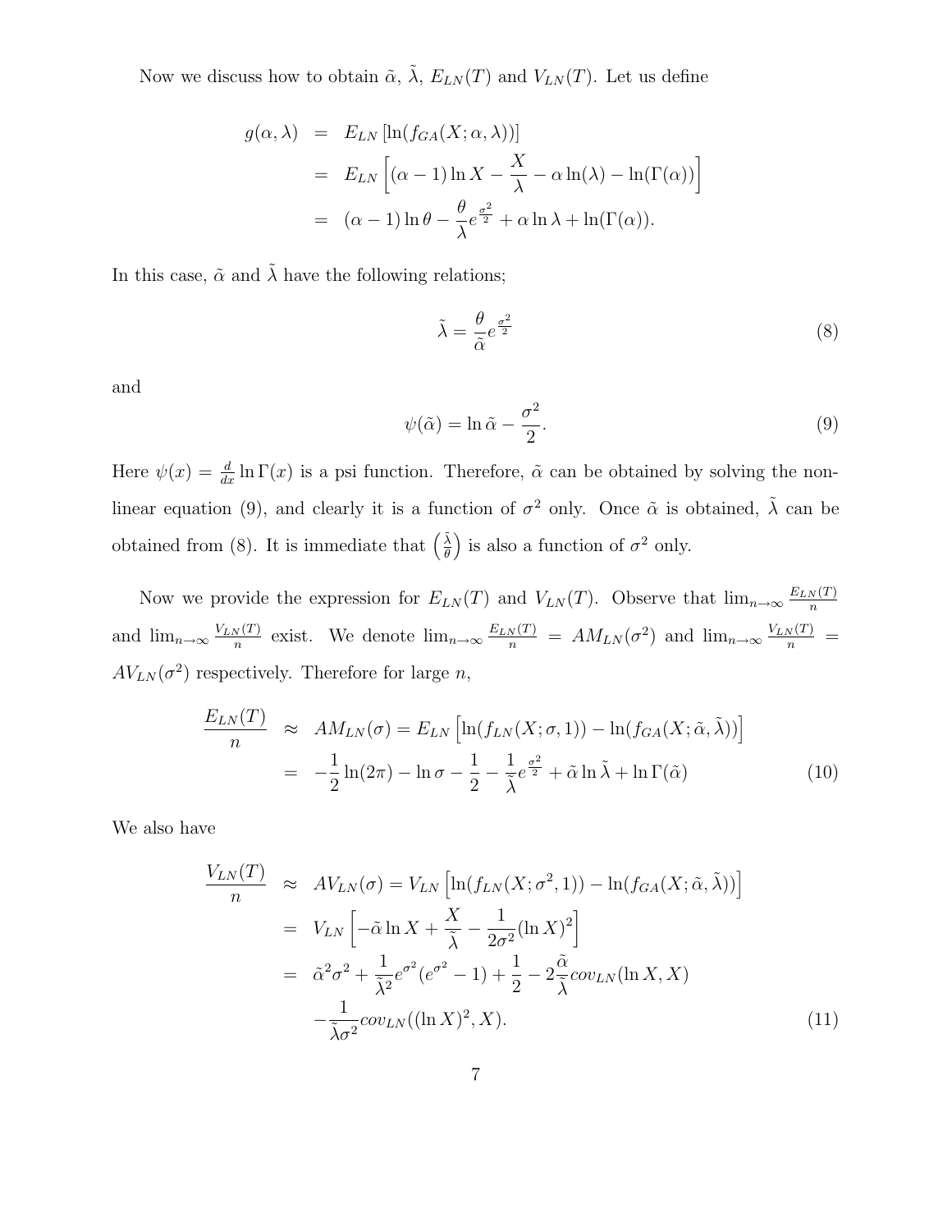Now we discuss how to obtain $\tilde{\alpha}$, $\tilde{\lambda}$, $E_{LN}(T)$ and $V_{LN}(T)$. Let us define

$$
\begin{aligned}
g(\alpha, \lambda) &= E_{LN}\left[\ln(f_{GA}(X; \alpha, \lambda))\right] \\
&= E_{LN}\left[(\alpha - 1)\ln X - \frac{X}{\lambda} - \alpha \ln(\lambda) - \ln(\Gamma(\alpha))\right] \\
&= (\alpha - 1)\ln \theta - \frac{\theta}{\lambda} e^{\frac{\sigma^2}{2}} + \alpha \ln \lambda + \ln(\Gamma(\alpha)).
\end{aligned}
$$

In this case, $\tilde{\alpha}$ and $\tilde{\lambda}$ have the following relations;

$$
\tilde{\lambda} = \frac{\theta}{\tilde{\alpha}} e^{\frac{\sigma^2}{2}} \tag{8}
$$

and

$$
\psi(\tilde{\alpha}) = \ln \tilde{\alpha} - \frac{\sigma^2}{2}. \tag{9}
$$

Here $\psi(x) = \frac{d}{dx} \ln \Gamma(x)$ is a psi function. Therefore, $\tilde{\alpha}$ can be obtained by solving the non-linear equation (9), and clearly it is a function of $\sigma^2$ only. Once $\tilde{\alpha}$ is obtained, $\tilde{\lambda}$ can be obtained from (8). It is immediate that $\left(\frac{\tilde{\lambda}}{\theta}\right)$ is also a function of $\sigma^2$ only.

Now we provide the expression for $E_{LN}(T)$ and $V_{LN}(T)$. Observe that $\lim_{n\to\infty} \frac{E_{LN}(T)}{n}$ and $\lim_{n\to\infty} \frac{V_{LN}(T)}{n}$ exist. We denote $\lim_{n\to\infty} \frac{E_{LN}(T)}{n} = AM_{LN}(\sigma^2)$ and $\lim_{n\to\infty} \frac{V_{LN}(T)}{n} = AV_{LN}(\sigma^2)$ respectively. Therefore for large $n$,

$$
\begin{aligned}
\frac{E_{LN}(T)}{n} &\approx AM_{LN}(\sigma) = E_{LN}\left[\ln(f_{LN}(X; \sigma, 1)) - \ln(f_{GA}(X; \tilde{\alpha}, \tilde{\lambda}))\right] \\
&= -\frac{1}{2}\ln(2\pi) - \ln \sigma - \frac{1}{2} - \frac{1}{\tilde{\lambda}} e^{\frac{\sigma^2}{2}} + \tilde{\alpha} \ln \tilde{\lambda} + \ln \Gamma(\tilde{\alpha})
\end{aligned} \tag{10}
$$

We also have

$$
\begin{aligned}
\frac{V_{LN}(T)}{n} &\approx AV_{LN}(\sigma) = V_{LN}\left[\ln(f_{LN}(X; \sigma^2, 1)) - \ln(f_{GA}(X; \tilde{\alpha}, \tilde{\lambda}))\right] \\
&= V_{LN}\left[-\tilde{\alpha} \ln X + \frac{X}{\tilde{\lambda}} - \frac{1}{2\sigma^2}(\ln X)^2\right] \\
&= \tilde{\alpha}^2 \sigma^2 + \frac{1}{\tilde{\lambda}^2} e^{\sigma^2}(e^{\sigma^2} - 1) + \frac{1}{2} - 2\frac{\tilde{\alpha}}{\tilde{\lambda}} cov_{LN}(\ln X, X) \\
&\quad - \frac{1}{\tilde{\lambda}\sigma^2} cov_{LN}((\ln X)^2, X).
\end{aligned} \tag{11}
$$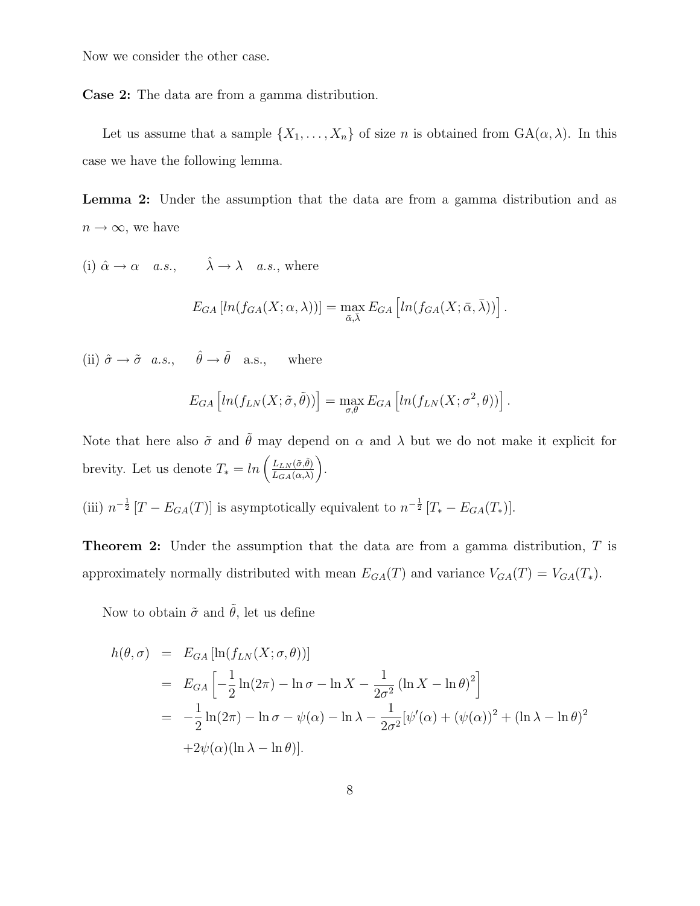Now we consider the other case.

**Case 2:** The data are from a gamma distribution.

Let us assume that a sample $\{X_1, \ldots, X_n\}$ of size $n$ is obtained from GA$(\alpha, \lambda)$. In this case we have the following lemma.

**Lemma 2:** Under the assumption that the data are from a gamma distribution and as $n \to \infty$, we have

(i) $\hat{\alpha} \to \alpha \quad a.s., \qquad \hat{\lambda} \to \lambda \quad a.s.$, where

$$E_{GA}\left[ln(f_{GA}(X;\alpha,\lambda))\right] = \max_{\bar{\alpha},\bar{\lambda}} E_{GA}\left[ln(f_{GA}(X;\bar{\alpha},\bar{\lambda}))\right].$$

(ii) $\hat{\sigma} \to \tilde{\sigma} \quad a.s., \qquad \hat{\theta} \to \tilde{\theta} \quad$ a.s., $\quad$ where

$$E_{GA}\left[ln(f_{LN}(X;\tilde{\sigma},\tilde{\theta}))\right] = \max_{\sigma,\theta} E_{GA}\left[ln(f_{LN}(X;\sigma^2,\theta))\right].$$

Note that here also $\tilde{\sigma}$ and $\tilde{\theta}$ may depend on $\alpha$ and $\lambda$ but we do not make it explicit for brevity. Let us denote $T_* = ln\left(\frac{L_{LN}(\tilde{\sigma},\tilde{\theta})}{L_{GA}(\alpha,\lambda)}\right)$.

(iii) $n^{-\frac{1}{2}}\left[T - E_{GA}(T)\right]$ is asymptotically equivalent to $n^{-\frac{1}{2}}\left[T_* - E_{GA}(T_*)\right]$.

**Theorem 2:** Under the assumption that the data are from a gamma distribution, $T$ is approximately normally distributed with mean $E_{GA}(T)$ and variance $V_{GA}(T) = V_{GA}(T_*)$.

Now to obtain $\tilde{\sigma}$ and $\tilde{\theta}$, let us define

$$\begin{aligned}
h(\theta,\sigma) &= E_{GA}\left[\ln(f_{LN}(X;\sigma,\theta))\right] \\
&= E_{GA}\left[-\frac{1}{2}\ln(2\pi) - \ln\sigma - \ln X - \frac{1}{2\sigma^2}\left(\ln X - \ln\theta\right)^2\right] \\
&= -\frac{1}{2}\ln(2\pi) - \ln\sigma - \psi(\alpha) - \ln\lambda - \frac{1}{2\sigma^2}[\psi'(\alpha) + (\psi(\alpha))^2 + (\ln\lambda - \ln\theta)^2 \\
&\quad +2\psi(\alpha)(\ln\lambda - \ln\theta)].
\end{aligned}$$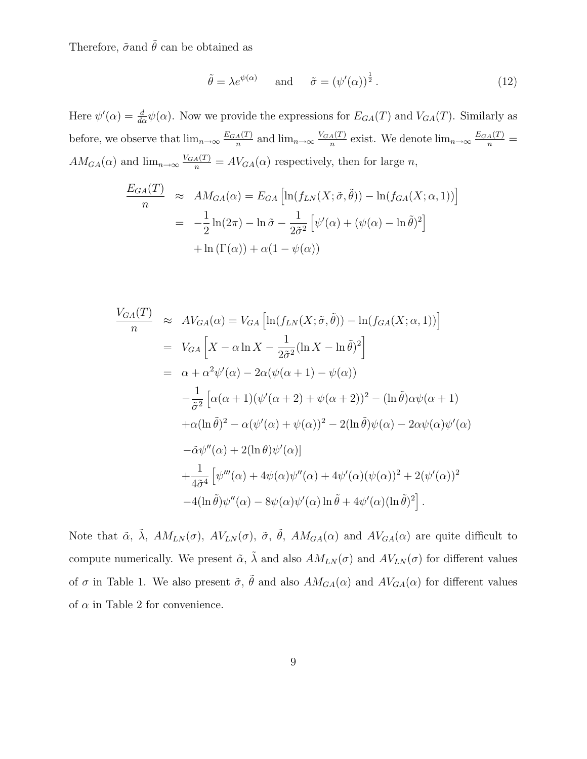Therefore, $\tilde{\sigma}$and $\tilde{\theta}$ can be obtained as

$$\tilde{\theta} = \lambda e^{\psi(\alpha)} \qquad \text{and} \qquad \tilde{\sigma} = (\psi'(\alpha))^{\frac{1}{2}}. \tag{12}$$

Here $\psi'(\alpha) = \frac{d}{d\alpha}\psi(\alpha)$. Now we provide the expressions for $E_{GA}(T)$ and $V_{GA}(T)$. Similarly as before, we observe that $\lim_{n\to\infty} \frac{E_{GA}(T)}{n}$ and $\lim_{n\to\infty} \frac{V_{GA}(T)}{n}$ exist. We denote $\lim_{n\to\infty} \frac{E_{GA}(T)}{n} = AM_{GA}(\alpha)$ and $\lim_{n\to\infty} \frac{V_{GA}(T)}{n} = AV_{GA}(\alpha)$ respectively, then for large $n$,

$$\begin{aligned}
\frac{E_{GA}(T)}{n} &\approx AM_{GA}(\alpha) = E_{GA}\left[\ln(f_{LN}(X;\tilde{\sigma},\tilde{\theta})) - \ln(f_{GA}(X;\alpha,1))\right] \\
&= -\frac{1}{2}\ln(2\pi) - \ln\tilde{\sigma} - \frac{1}{2\tilde{\sigma}^2}\left[\psi'(\alpha) + (\psi(\alpha) - \ln\tilde{\theta})^2\right] \\
&\quad + \ln(\Gamma(\alpha)) + \alpha(1 - \psi(\alpha))
\end{aligned}$$

$$\begin{aligned}
\frac{V_{GA}(T)}{n} &\approx AV_{GA}(\alpha) = V_{GA}\left[\ln(f_{LN}(X;\tilde{\sigma},\tilde{\theta})) - \ln(f_{GA}(X;\alpha,1))\right] \\
&= V_{GA}\left[X - \alpha\ln X - \frac{1}{2\tilde{\sigma}^2}(\ln X - \ln\tilde{\theta})^2\right] \\
&= \alpha + \alpha^2\psi'(\alpha) - 2\alpha(\psi(\alpha+1) - \psi(\alpha)) \\
&\quad - \frac{1}{\tilde{\sigma}^2}\Big[\alpha(\alpha+1)(\psi'(\alpha+2) + \psi(\alpha+2))^2 - (\ln\tilde{\theta})\alpha\psi(\alpha+1) \\
&\quad + \alpha(\ln\tilde{\theta})^2 - \alpha(\psi'(\alpha) + \psi(\alpha))^2 - 2(\ln\tilde{\theta})\psi(\alpha) - 2\alpha\psi(\alpha)\psi'(\alpha) \\
&\quad - \tilde{\alpha}\psi''(\alpha) + 2(\ln\theta)\psi'(\alpha)\Big] \\
&\quad + \frac{1}{4\tilde{\sigma}^4}\Big[\psi'''(\alpha) + 4\psi(\alpha)\psi''(\alpha) + 4\psi'(\alpha)(\psi(\alpha))^2 + 2(\psi'(\alpha))^2 \\
&\quad - 4(\ln\tilde{\theta})\psi''(\alpha) - 8\psi(\alpha)\psi'(\alpha)\ln\tilde{\theta} + 4\psi'(\alpha)(\ln\tilde{\theta})^2\Big].
\end{aligned}$$

Note that $\tilde{\alpha}$, $\tilde{\lambda}$, $AM_{LN}(\sigma)$, $AV_{LN}(\sigma)$, $\tilde{\sigma}$, $\tilde{\theta}$, $AM_{GA}(\alpha)$ and $AV_{GA}(\alpha)$ are quite difficult to compute numerically. We present $\tilde{\alpha}$, $\tilde{\lambda}$ and also $AM_{LN}(\sigma)$ and $AV_{LN}(\sigma)$ for different values of $\sigma$ in Table 1. We also present $\tilde{\sigma}$, $\tilde{\theta}$ and also $AM_{GA}(\alpha)$ and $AV_{GA}(\alpha)$ for different values of $\alpha$ in Table 2 for convenience.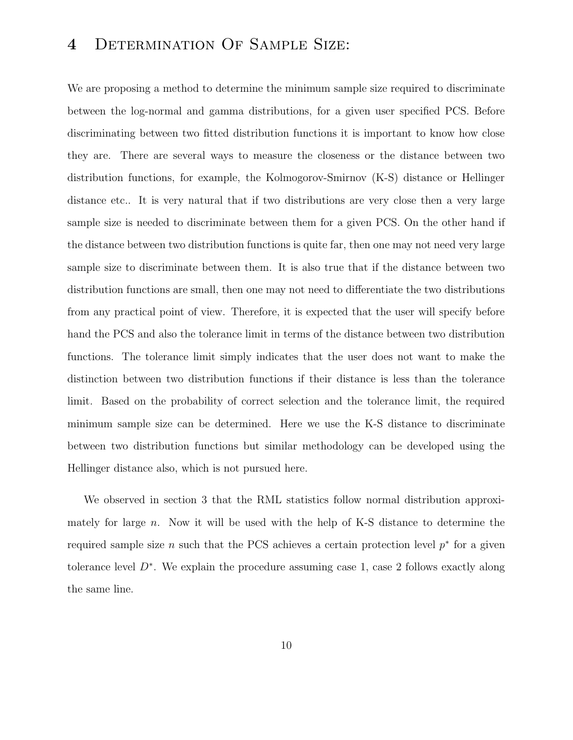# 4 Determination Of Sample Size:

We are proposing a method to determine the minimum sample size required to discriminate between the log-normal and gamma distributions, for a given user specified PCS. Before discriminating between two fitted distribution functions it is important to know how close they are. There are several ways to measure the closeness or the distance between two distribution functions, for example, the Kolmogorov-Smirnov (K-S) distance or Hellinger distance etc.. It is very natural that if two distributions are very close then a very large sample size is needed to discriminate between them for a given PCS. On the other hand if the distance between two distribution functions is quite far, then one may not need very large sample size to discriminate between them. It is also true that if the distance between two distribution functions are small, then one may not need to differentiate the two distributions from any practical point of view. Therefore, it is expected that the user will specify before hand the PCS and also the tolerance limit in terms of the distance between two distribution functions. The tolerance limit simply indicates that the user does not want to make the distinction between two distribution functions if their distance is less than the tolerance limit. Based on the probability of correct selection and the tolerance limit, the required minimum sample size can be determined. Here we use the K-S distance to discriminate between two distribution functions but similar methodology can be developed using the Hellinger distance also, which is not pursued here.

We observed in section 3 that the RML statistics follow normal distribution approximately for large $n$. Now it will be used with the help of K-S distance to determine the required sample size $n$ such that the PCS achieves a certain protection level $p^*$ for a given tolerance level $D^*$. We explain the procedure assuming case 1, case 2 follows exactly along the same line.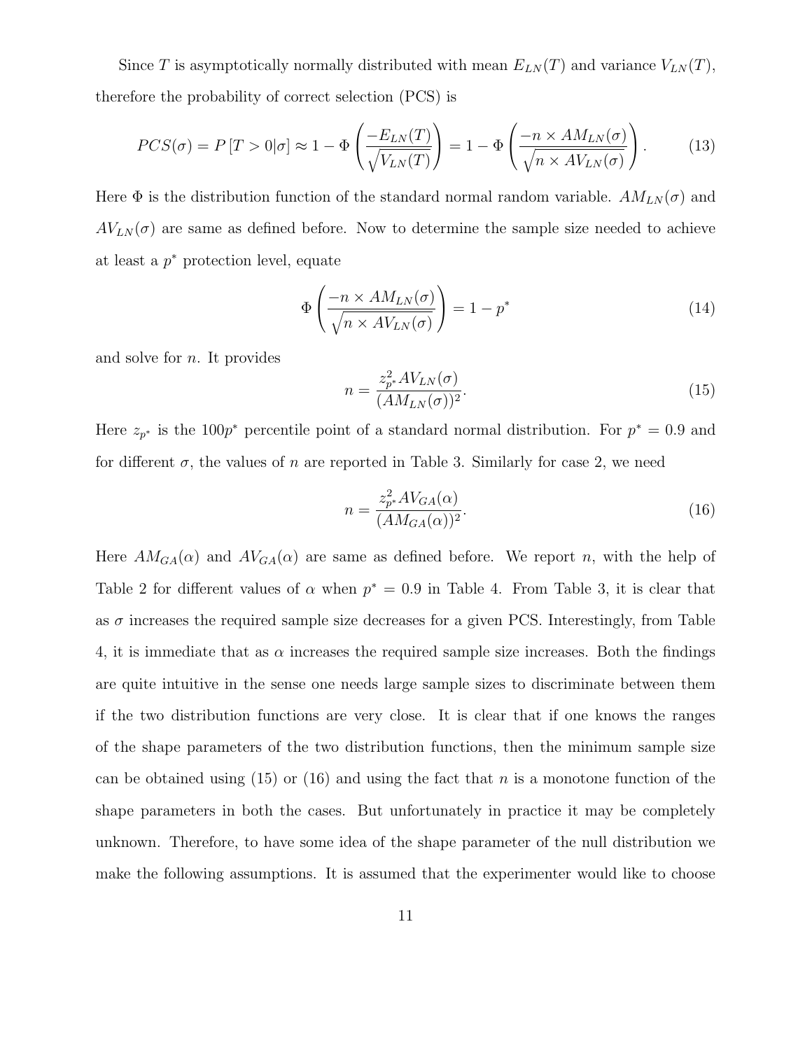Since $T$ is asymptotically normally distributed with mean $E_{LN}(T)$ and variance $V_{LN}(T)$, therefore the probability of correct selection (PCS) is

$$PCS(\sigma) = P[T > 0|\sigma] \approx 1 - \Phi\left(\frac{-E_{LN}(T)}{\sqrt{V_{LN}(T)}}\right) = 1 - \Phi\left(\frac{-n \times AM_{LN}(\sigma)}{\sqrt{n \times AV_{LN}(\sigma)}}\right). \tag{13}$$

Here $\Phi$ is the distribution function of the standard normal random variable. $AM_{LN}(\sigma)$ and $AV_{LN}(\sigma)$ are same as defined before. Now to determine the sample size needed to achieve at least a $p^*$ protection level, equate

$$\Phi\left(\frac{-n \times AM_{LN}(\sigma)}{\sqrt{n \times AV_{LN}(\sigma)}}\right) = 1 - p^* \tag{14}$$

and solve for $n$. It provides

$$n = \frac{z_{p^*}^2 AV_{LN}(\sigma)}{(AM_{LN}(\sigma))^2}. \tag{15}$$

Here $z_{p^*}$ is the $100p^*$ percentile point of a standard normal distribution. For $p^* = 0.9$ and for different $\sigma$, the values of $n$ are reported in Table 3. Similarly for case 2, we need

$$n = \frac{z_{p^*}^2 AV_{GA}(\alpha)}{(AM_{GA}(\alpha))^2}. \tag{16}$$

Here $AM_{GA}(\alpha)$ and $AV_{GA}(\alpha)$ are same as defined before. We report $n$, with the help of Table 2 for different values of $\alpha$ when $p^* = 0.9$ in Table 4. From Table 3, it is clear that as $\sigma$ increases the required sample size decreases for a given PCS. Interestingly, from Table 4, it is immediate that as $\alpha$ increases the required sample size increases. Both the findings are quite intuitive in the sense one needs large sample sizes to discriminate between them if the two distribution functions are very close. It is clear that if one knows the ranges of the shape parameters of the two distribution functions, then the minimum sample size can be obtained using (15) or (16) and using the fact that $n$ is a monotone function of the shape parameters in both the cases. But unfortunately in practice it may be completely unknown. Therefore, to have some idea of the shape parameter of the null distribution we make the following assumptions. It is assumed that the experimenter would like to choose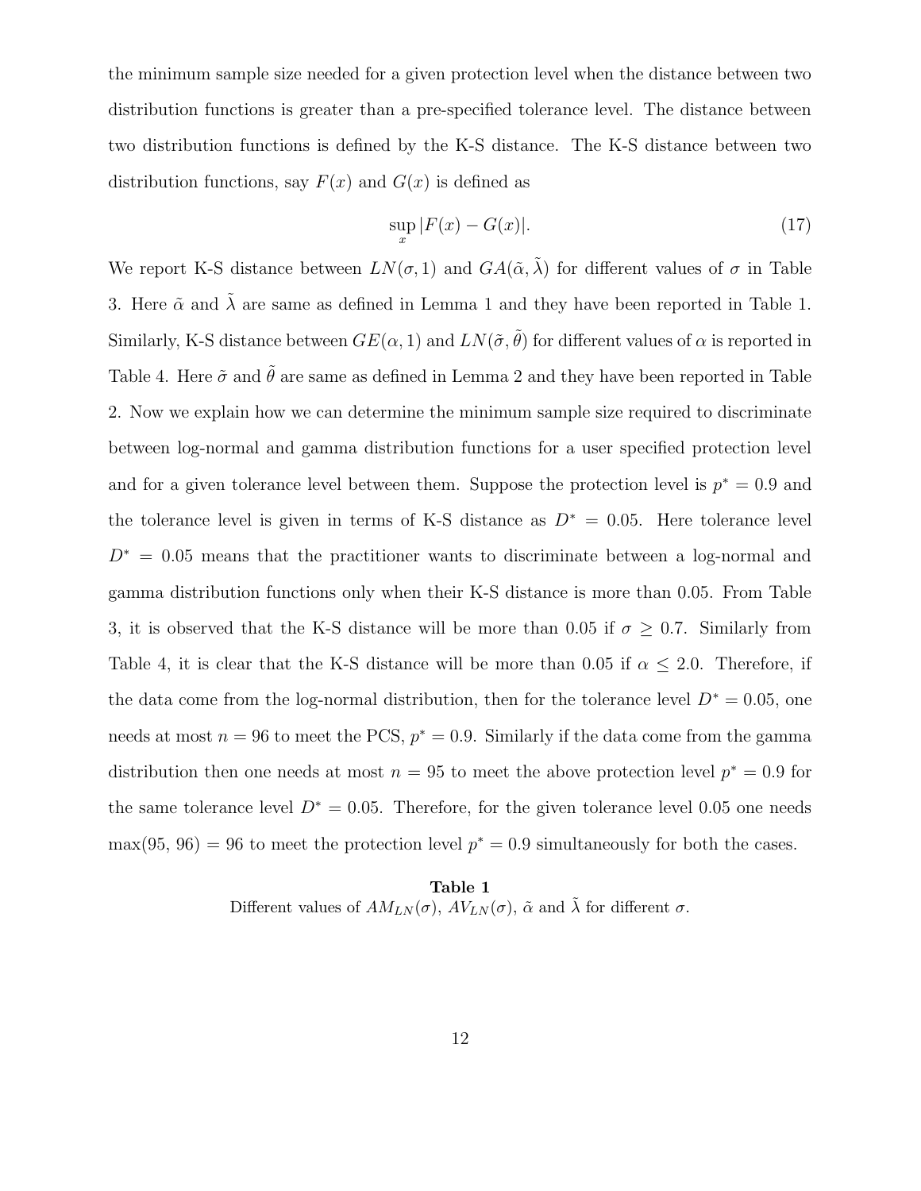the minimum sample size needed for a given protection level when the distance between two distribution functions is greater than a pre-specified tolerance level. The distance between two distribution functions is defined by the K-S distance. The K-S distance between two distribution functions, say $F(x)$ and $G(x)$ is defined as

$$\sup_x |F(x) - G(x)|. \tag{17}$$

We report K-S distance between $LN(\sigma, 1)$ and $GA(\tilde{\alpha}, \tilde{\lambda})$ for different values of $\sigma$ in Table 3. Here $\tilde{\alpha}$ and $\tilde{\lambda}$ are same as defined in Lemma 1 and they have been reported in Table 1. Similarly, K-S distance between $GE(\alpha, 1)$ and $LN(\tilde{\sigma}, \tilde{\theta})$ for different values of $\alpha$ is reported in Table 4. Here $\tilde{\sigma}$ and $\tilde{\theta}$ are same as defined in Lemma 2 and they have been reported in Table 2. Now we explain how we can determine the minimum sample size required to discriminate between log-normal and gamma distribution functions for a user specified protection level and for a given tolerance level between them. Suppose the protection level is $p^* = 0.9$ and the tolerance level is given in terms of K-S distance as $D^* = 0.05$. Here tolerance level $D^* = 0.05$ means that the practitioner wants to discriminate between a log-normal and gamma distribution functions only when their K-S distance is more than 0.05. From Table 3, it is observed that the K-S distance will be more than 0.05 if $\sigma \geq 0.7$. Similarly from Table 4, it is clear that the K-S distance will be more than 0.05 if $\alpha \leq 2.0$. Therefore, if the data come from the log-normal distribution, then for the tolerance level $D^* = 0.05$, one needs at most $n = 96$ to meet the PCS, $p^* = 0.9$. Similarly if the data come from the gamma distribution then one needs at most $n = 95$ to meet the above protection level $p^* = 0.9$ for the same tolerance level $D^* = 0.05$. Therefore, for the given tolerance level 0.05 one needs max(95, 96) = 96 to meet the protection level $p^* = 0.9$ simultaneously for both the cases.

**Table 1**

Different values of $AM_{LN}(\sigma)$, $AV_{LN}(\sigma)$, $\tilde{\alpha}$ and $\tilde{\lambda}$ for different $\sigma$.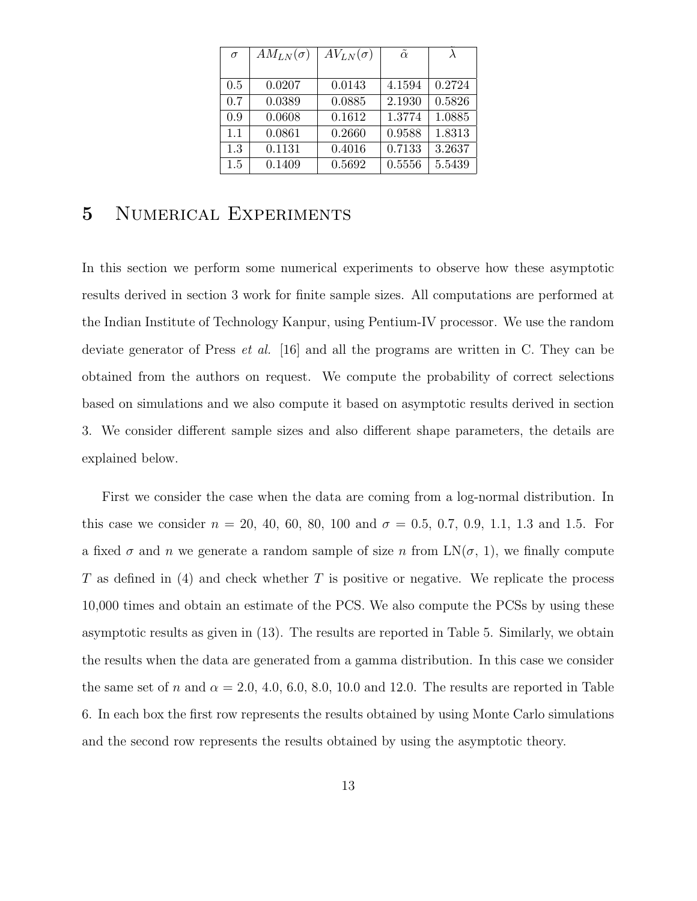| $\sigma$ | $AM_{LN}(\sigma)$ | $AV_{LN}(\sigma)$ | $\tilde{\alpha}$ | $\tilde{\lambda}$ |
|---|---|---|---|---|
| 0.5 | 0.0207 | 0.0143 | 4.1594 | 0.2724 |
| 0.7 | 0.0389 | 0.0885 | 2.1930 | 0.5826 |
| 0.9 | 0.0608 | 0.1612 | 1.3774 | 1.0885 |
| 1.1 | 0.0861 | 0.2660 | 0.9588 | 1.8313 |
| 1.3 | 0.1131 | 0.4016 | 0.7133 | 3.2637 |
| 1.5 | 0.1409 | 0.5692 | 0.5556 | 5.5439 |

# 5 Numerical Experiments

In this section we perform some numerical experiments to observe how these asymptotic results derived in section 3 work for finite sample sizes. All computations are performed at the Indian Institute of Technology Kanpur, using Pentium-IV processor. We use the random deviate generator of Press *et al.* [16] and all the programs are written in C. They can be obtained from the authors on request. We compute the probability of correct selections based on simulations and we also compute it based on asymptotic results derived in section 3. We consider different sample sizes and also different shape parameters, the details are explained below.

First we consider the case when the data are coming from a log-normal distribution. In this case we consider $n$ = 20, 40, 60, 80, 100 and $\sigma$ = 0.5, 0.7, 0.9, 1.1, 1.3 and 1.5. For a fixed $\sigma$ and $n$ we generate a random sample of size $n$ from LN($\sigma$, 1), we finally compute $T$ as defined in (4) and check whether $T$ is positive or negative. We replicate the process 10,000 times and obtain an estimate of the PCS. We also compute the PCSs by using these asymptotic results as given in (13). The results are reported in Table 5. Similarly, we obtain the results when the data are generated from a gamma distribution. In this case we consider the same set of $n$ and $\alpha$ = 2.0, 4.0, 6.0, 8.0, 10.0 and 12.0. The results are reported in Table 6. In each box the first row represents the results obtained by using Monte Carlo simulations and the second row represents the results obtained by using the asymptotic theory.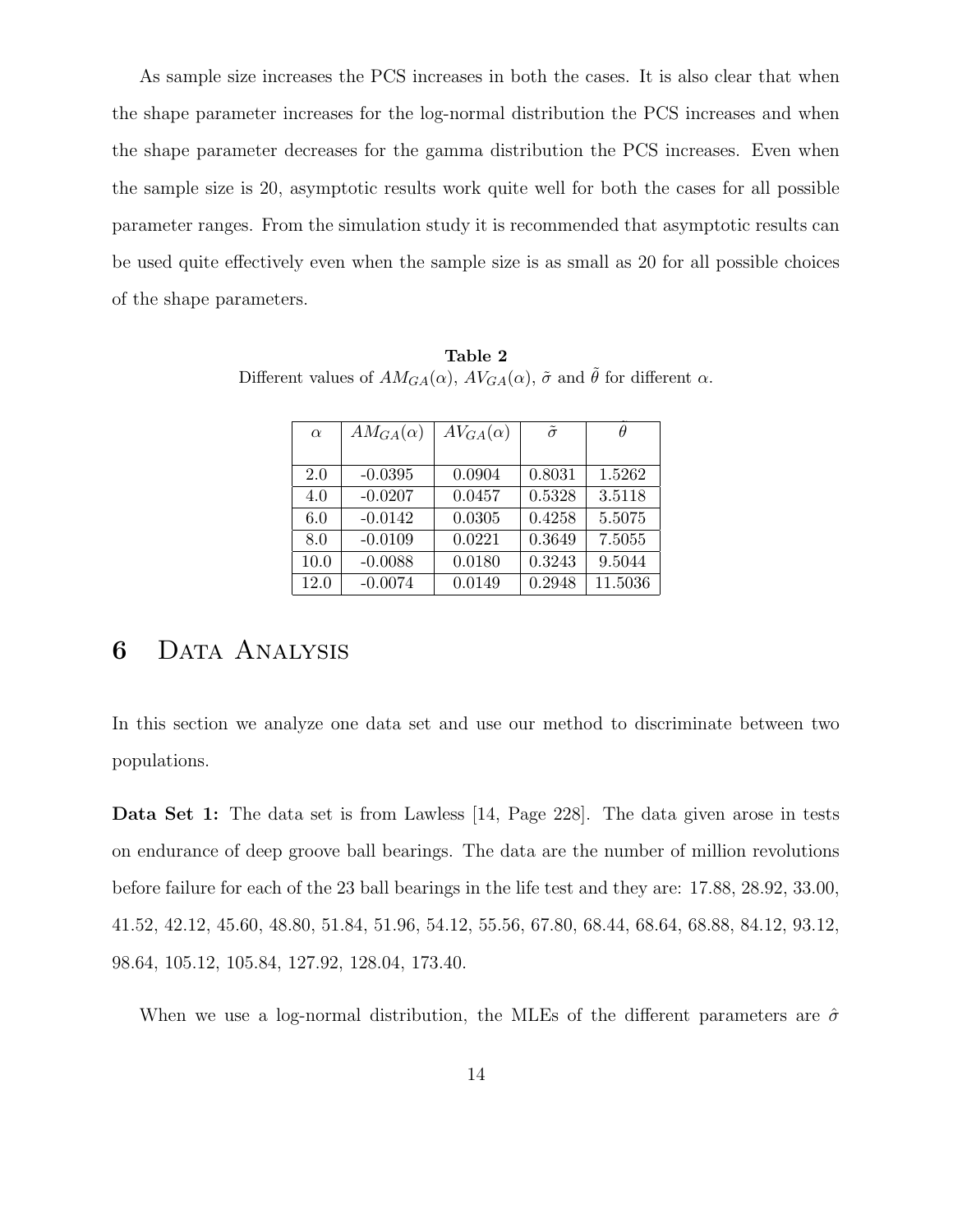As sample size increases the PCS increases in both the cases. It is also clear that when the shape parameter increases for the log-normal distribution the PCS increases and when the shape parameter decreases for the gamma distribution the PCS increases. Even when the sample size is 20, asymptotic results work quite well for both the cases for all possible parameter ranges. From the simulation study it is recommended that asymptotic results can be used quite effectively even when the sample size is as small as 20 for all possible choices of the shape parameters.

**Table 2**
Different values of $AM_{GA}(\alpha)$, $AV_{GA}(\alpha)$, $\tilde{\sigma}$ and $\tilde{\theta}$ for different $\alpha$.

| $\alpha$ | $AM_{GA}(\alpha)$ | $AV_{GA}(\alpha)$ | $\tilde{\sigma}$ | $\tilde{\theta}$ |
|---|---|---|---|---|
| 2.0 | -0.0395 | 0.0904 | 0.8031 | 1.5262 |
| 4.0 | -0.0207 | 0.0457 | 0.5328 | 3.5118 |
| 6.0 | -0.0142 | 0.0305 | 0.4258 | 5.5075 |
| 8.0 | -0.0109 | 0.0221 | 0.3649 | 7.5055 |
| 10.0 | -0.0088 | 0.0180 | 0.3243 | 9.5044 |
| 12.0 | -0.0074 | 0.0149 | 0.2948 | 11.5036 |

# 6 Data Analysis

In this section we analyze one data set and use our method to discriminate between two populations.

**Data Set 1:** The data set is from Lawless [14, Page 228]. The data given arose in tests on endurance of deep groove ball bearings. The data are the number of million revolutions before failure for each of the 23 ball bearings in the life test and they are: 17.88, 28.92, 33.00, 41.52, 42.12, 45.60, 48.80, 51.84, 51.96, 54.12, 55.56, 67.80, 68.44, 68.64, 68.88, 84.12, 93.12, 98.64, 105.12, 105.84, 127.92, 128.04, 173.40.

When we use a log-normal distribution, the MLEs of the different parameters are $\hat{\sigma}$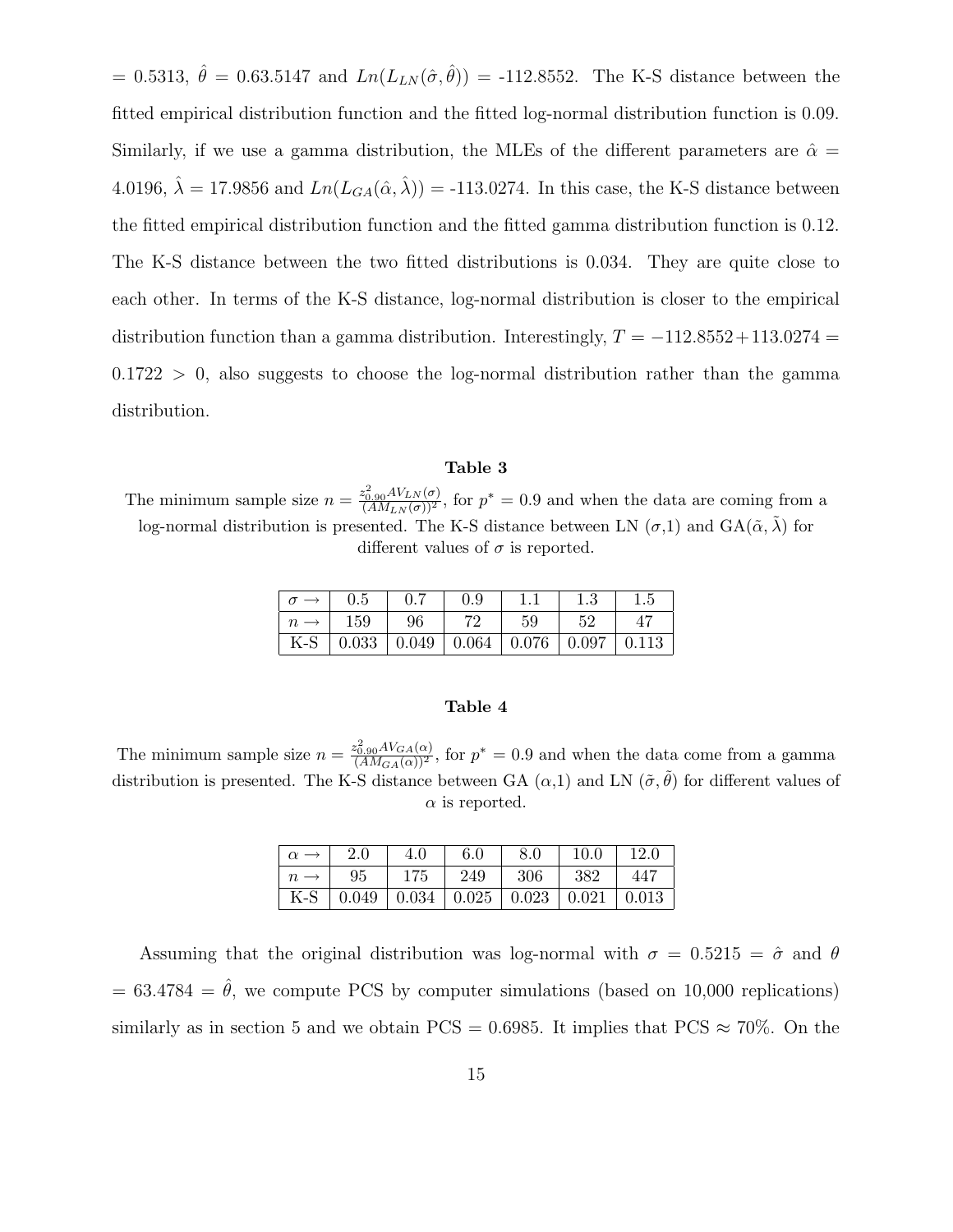= 0.5313, $\hat{\theta}$ = 0.63.5147 and $Ln(L_{LN}(\hat{\sigma}, \hat{\theta}))$ = -112.8552. The K-S distance between the fitted empirical distribution function and the fitted log-normal distribution function is 0.09. Similarly, if we use a gamma distribution, the MLEs of the different parameters are $\hat{\alpha}$ = 4.0196, $\hat{\lambda}$ = 17.9856 and $Ln(L_{GA}(\hat{\alpha}, \hat{\lambda}))$ = -113.0274. In this case, the K-S distance between the fitted empirical distribution function and the fitted gamma distribution function is 0.12. The K-S distance between the two fitted distributions is 0.034. They are quite close to each other. In terms of the K-S distance, log-normal distribution is closer to the empirical distribution function than a gamma distribution. Interestingly, $T = -112.8552 + 113.0274 = 0.1722 > 0$, also suggests to choose the log-normal distribution rather than the gamma distribution.

**Table 3**

The minimum sample size $n = \frac{z_{0.90}^2 AV_{LN}(\sigma)}{(AM_{LN}(\sigma))^2}$, for $p^* = 0.9$ and when the data are coming from a log-normal distribution is presented. The K-S distance between LN ($\sigma$,1) and GA($\tilde{\alpha}, \tilde{\lambda}$) for different values of $\sigma$ is reported.

| $\sigma \rightarrow$ | 0.5 | 0.7 | 0.9 | 1.1 | 1.3 | 1.5 |
|---|---|---|---|---|---|---|
| $n \rightarrow$ | 159 | 96 | 72 | 59 | 52 | 47 |
| K-S | 0.033 | 0.049 | 0.064 | 0.076 | 0.097 | 0.113 |

**Table 4**

The minimum sample size $n = \frac{z_{0.90}^2 AV_{GA}(\alpha)}{(AM_{GA}(\alpha))^2}$, for $p^* = 0.9$ and when the data come from a gamma distribution is presented. The K-S distance between GA ($\alpha$,1) and LN ($\tilde{\sigma}, \tilde{\theta}$) for different values of $\alpha$ is reported.

| $\alpha \rightarrow$ | 2.0 | 4.0 | 6.0 | 8.0 | 10.0 | 12.0 |
|---|---|---|---|---|---|---|
| $n \rightarrow$ | 95 | 175 | 249 | 306 | 382 | 447 |
| K-S | 0.049 | 0.034 | 0.025 | 0.023 | 0.021 | 0.013 |

Assuming that the original distribution was log-normal with $\sigma$ = 0.5215 = $\hat{\sigma}$ and $\theta$ = 63.4784 = $\hat{\theta}$, we compute PCS by computer simulations (based on 10,000 replications) similarly as in section 5 and we obtain PCS = 0.6985. It implies that PCS $\approx$ 70%. On the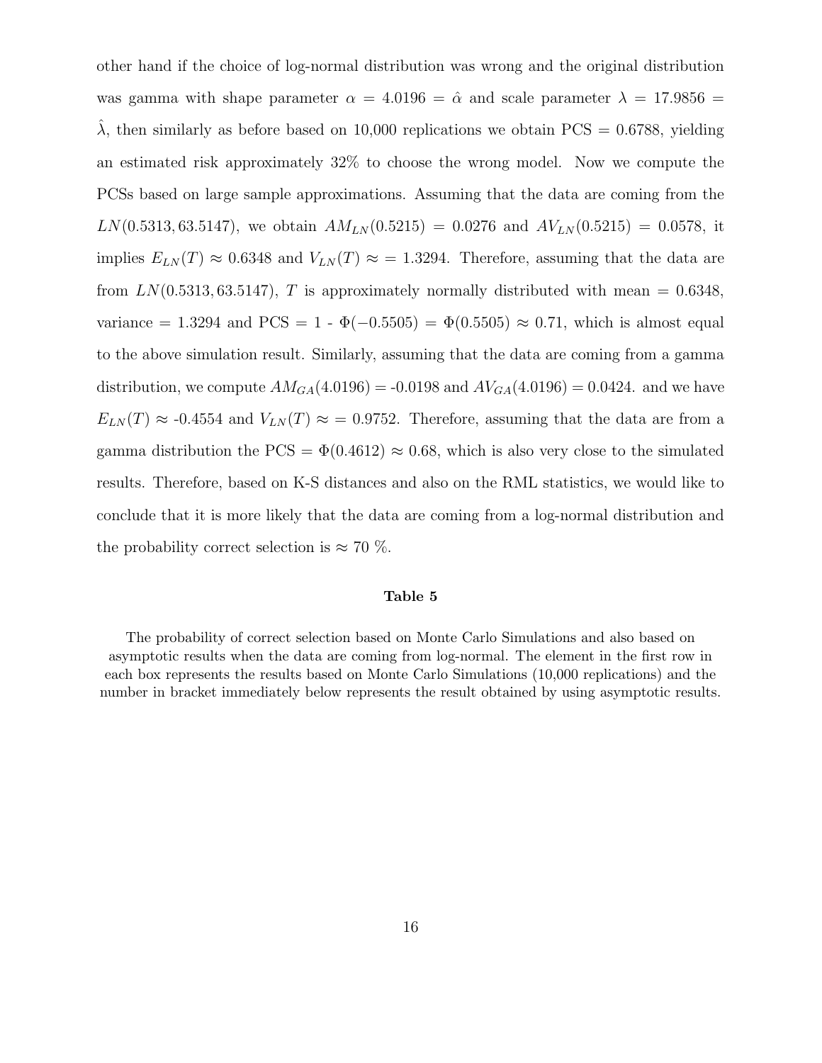other hand if the choice of log-normal distribution was wrong and the original distribution was gamma with shape parameter $\alpha = 4.0196 = \hat{\alpha}$ and scale parameter $\lambda = 17.9856 = \hat{\lambda}$, then similarly as before based on 10,000 replications we obtain PCS = 0.6788, yielding an estimated risk approximately 32% to choose the wrong model. Now we compute the PCSs based on large sample approximations. Assuming that the data are coming from the $LN(0.5313, 63.5147)$, we obtain $AM_{LN}(0.5215) = 0.0276$ and $AV_{LN}(0.5215) = 0.0578$, it implies $E_{LN}(T) \approx 0.6348$ and $V_{LN}(T) \approx = 1.3294$. Therefore, assuming that the data are from $LN(0.5313, 63.5147)$, $T$ is approximately normally distributed with mean = 0.6348, variance = 1.3294 and PCS = 1 - $\Phi(-0.5505)$ = $\Phi(0.5505) \approx 0.71$, which is almost equal to the above simulation result. Similarly, assuming that the data are coming from a gamma distribution, we compute $AM_{GA}(4.0196)$ = -0.0198 and $AV_{GA}(4.0196) = 0.0424$. and we have $E_{LN}(T) \approx$ -0.4554 and $V_{LN}(T) \approx = 0.9752$. Therefore, assuming that the data are from a gamma distribution the PCS = $\Phi(0.4612) \approx 0.68$, which is also very close to the simulated results. Therefore, based on K-S distances and also on the RML statistics, we would like to conclude that it is more likely that the data are coming from a log-normal distribution and the probability correct selection is $\approx$ 70 %.

**Table 5**

The probability of correct selection based on Monte Carlo Simulations and also based on asymptotic results when the data are coming from log-normal. The element in the first row in each box represents the results based on Monte Carlo Simulations (10,000 replications) and the number in bracket immediately below represents the result obtained by using asymptotic results.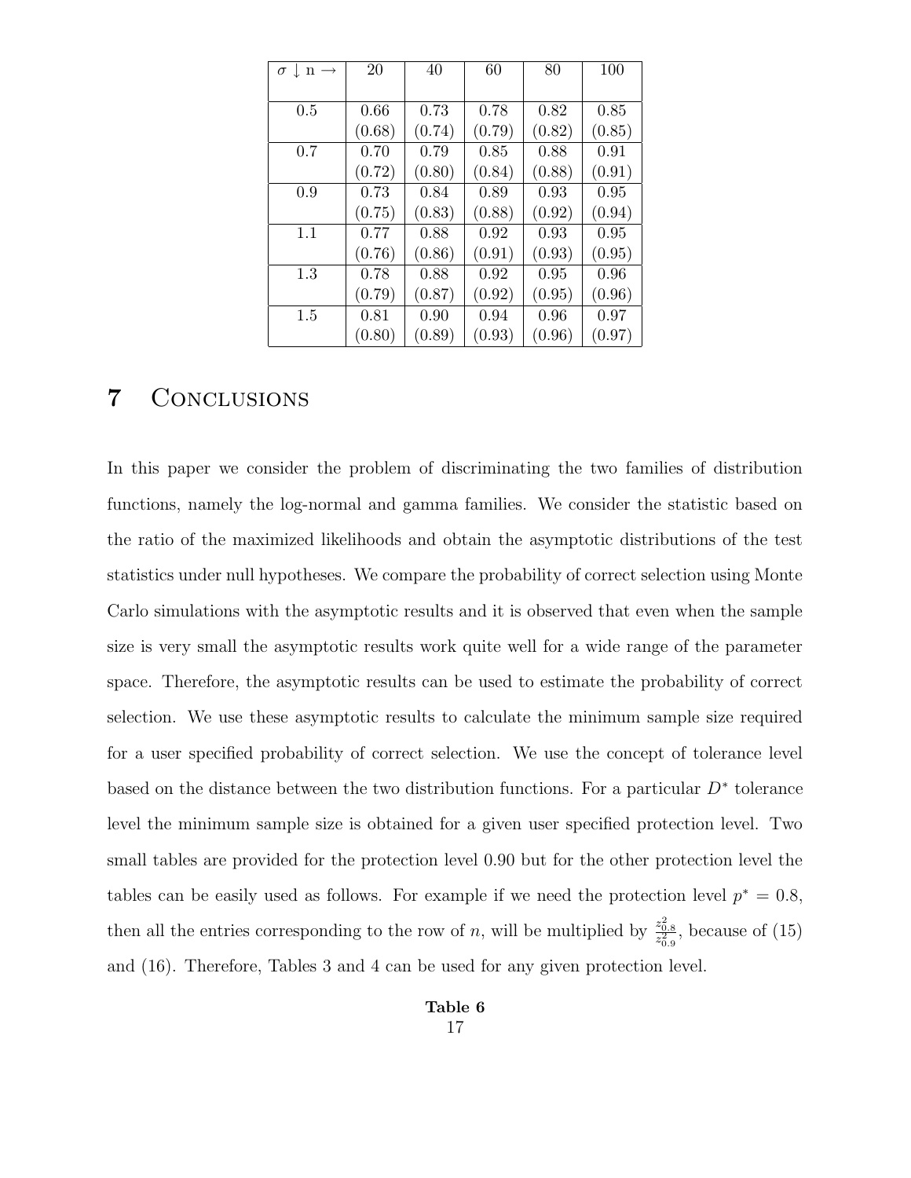| $\sigma \downarrow$ n $\rightarrow$ | 20 | 40 | 60 | 80 | 100 |
|---|---|---|---|---|---|
| 0.5 | 0.66<br>(0.68) | 0.73<br>(0.74) | 0.78<br>(0.79) | 0.82<br>(0.82) | 0.85<br>(0.85) |
| 0.7 | 0.70<br>(0.72) | 0.79<br>(0.80) | 0.85<br>(0.84) | 0.88<br>(0.88) | 0.91<br>(0.91) |
| 0.9 | 0.73<br>(0.75) | 0.84<br>(0.83) | 0.89<br>(0.88) | 0.93<br>(0.92) | 0.95<br>(0.94) |
| 1.1 | 0.77<br>(0.76) | 0.88<br>(0.86) | 0.92<br>(0.91) | 0.93<br>(0.93) | 0.95<br>(0.95) |
| 1.3 | 0.78<br>(0.79) | 0.88<br>(0.87) | 0.92<br>(0.92) | 0.95<br>(0.95) | 0.96<br>(0.96) |
| 1.5 | 0.81<br>(0.80) | 0.90<br>(0.89) | 0.94<br>(0.93) | 0.96<br>(0.96) | 0.97<br>(0.97) |

# 7 Conclusions

In this paper we consider the problem of discriminating the two families of distribution functions, namely the log-normal and gamma families. We consider the statistic based on the ratio of the maximized likelihoods and obtain the asymptotic distributions of the test statistics under null hypotheses. We compare the probability of correct selection using Monte Carlo simulations with the asymptotic results and it is observed that even when the sample size is very small the asymptotic results work quite well for a wide range of the parameter space. Therefore, the asymptotic results can be used to estimate the probability of correct selection. We use these asymptotic results to calculate the minimum sample size required for a user specified probability of correct selection. We use the concept of tolerance level based on the distance between the two distribution functions. For a particular $D^*$ tolerance level the minimum sample size is obtained for a given user specified protection level. Two small tables are provided for the protection level 0.90 but for the other protection level the tables can be easily used as follows. For example if we need the protection level $p^* = 0.8$, then all the entries corresponding to the row of $n$, will be multiplied by $\frac{z_{0.8}^2}{z_{0.9}^2}$, because of (15) and (16). Therefore, Tables 3 and 4 can be used for any given protection level.

**Table 6**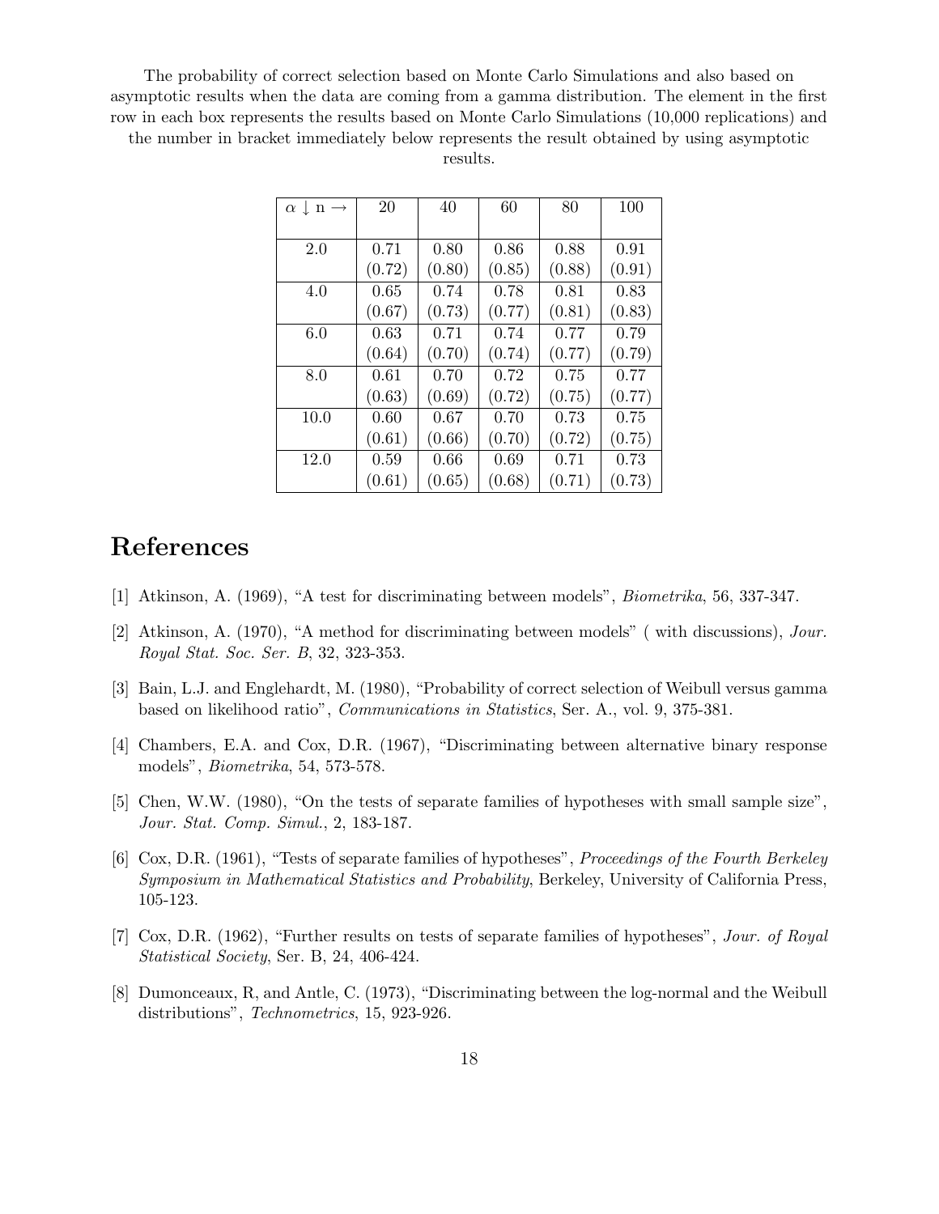The probability of correct selection based on Monte Carlo Simulations and also based on asymptotic results when the data are coming from a gamma distribution. The element in the first row in each box represents the results based on Monte Carlo Simulations (10,000 replications) and the number in bracket immediately below represents the result obtained by using asymptotic results.

| $\alpha \downarrow$ n $\rightarrow$ | 20 | 40 | 60 | 80 | 100 |
|---|---|---|---|---|---|
| 2.0 | 0.71 | 0.80 | 0.86 | 0.88 | 0.91 |
| | (0.72) | (0.80) | (0.85) | (0.88) | (0.91) |
| 4.0 | 0.65 | 0.74 | 0.78 | 0.81 | 0.83 |
| | (0.67) | (0.73) | (0.77) | (0.81) | (0.83) |
| 6.0 | 0.63 | 0.71 | 0.74 | 0.77 | 0.79 |
| | (0.64) | (0.70) | (0.74) | (0.77) | (0.79) |
| 8.0 | 0.61 | 0.70 | 0.72 | 0.75 | 0.77 |
| | (0.63) | (0.69) | (0.72) | (0.75) | (0.77) |
| 10.0 | 0.60 | 0.67 | 0.70 | 0.73 | 0.75 |
| | (0.61) | (0.66) | (0.70) | (0.72) | (0.75) |
| 12.0 | 0.59 | 0.66 | 0.69 | 0.71 | 0.73 |
| | (0.61) | (0.65) | (0.68) | (0.71) | (0.73) |

# References

[1] Atkinson, A. (1969), "A test for discriminating between models", *Biometrika*, 56, 337-347.

[2] Atkinson, A. (1970), "A method for discriminating between models" ( with discussions), *Jour. Royal Stat. Soc. Ser. B*, 32, 323-353.

[3] Bain, L.J. and Englehardt, M. (1980), "Probability of correct selection of Weibull versus gamma based on likelihood ratio", *Communications in Statistics*, Ser. A., vol. 9, 375-381.

[4] Chambers, E.A. and Cox, D.R. (1967), "Discriminating between alternative binary response models", *Biometrika*, 54, 573-578.

[5] Chen, W.W. (1980), "On the tests of separate families of hypotheses with small sample size", *Jour. Stat. Comp. Simul.*, 2, 183-187.

[6] Cox, D.R. (1961), "Tests of separate families of hypotheses", *Proceedings of the Fourth Berkeley Symposium in Mathematical Statistics and Probability*, Berkeley, University of California Press, 105-123.

[7] Cox, D.R. (1962), "Further results on tests of separate families of hypotheses", *Jour. of Royal Statistical Society*, Ser. B, 24, 406-424.

[8] Dumonceaux, R, and Antle, C. (1973), "Discriminating between the log-normal and the Weibull distributions", *Technometrics*, 15, 923-926.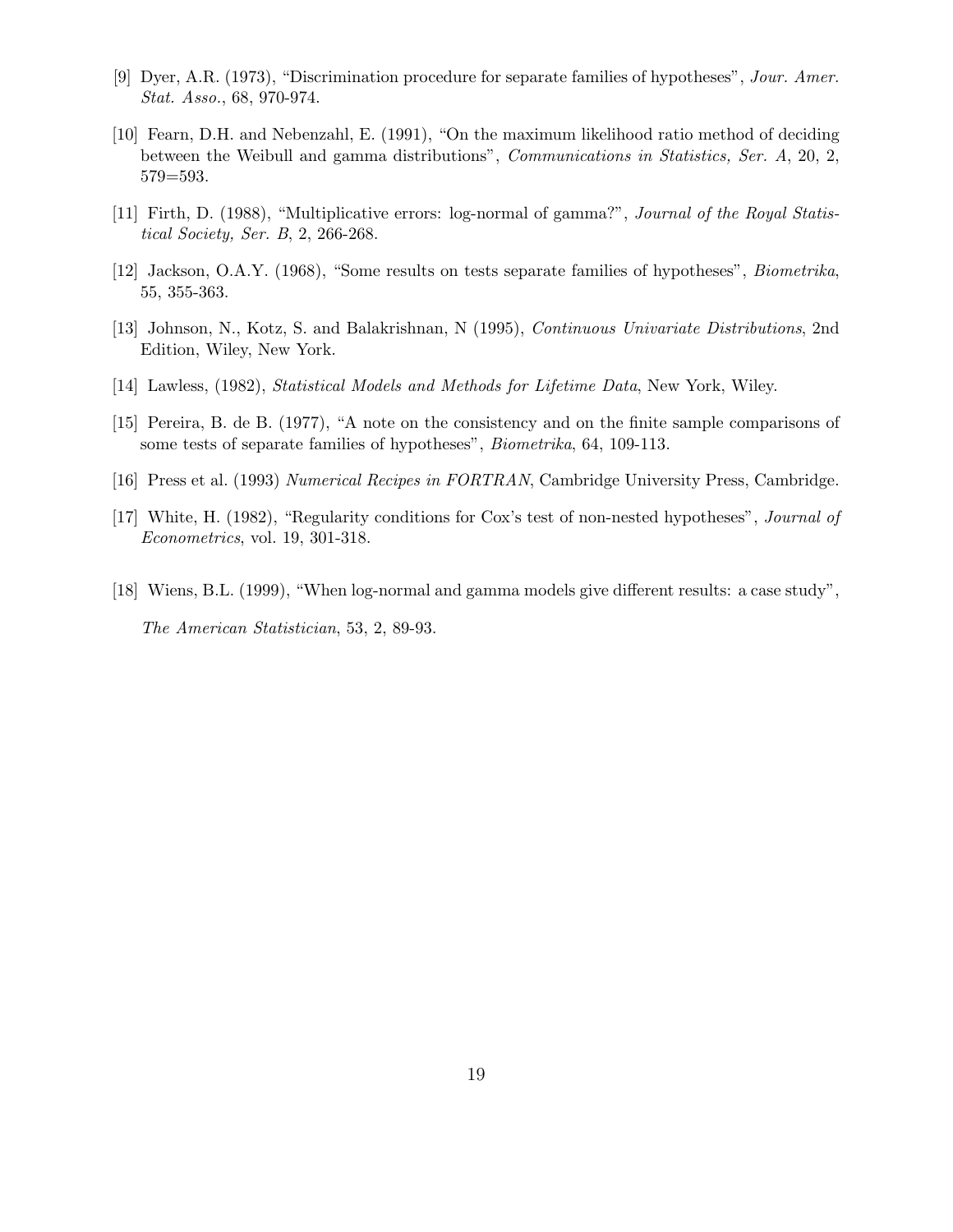[9] Dyer, A.R. (1973), "Discrimination procedure for separate families of hypotheses", *Jour. Amer. Stat. Asso.*, 68, 970-974.

[10] Fearn, D.H. and Nebenzahl, E. (1991), "On the maximum likelihood ratio method of deciding between the Weibull and gamma distributions", *Communications in Statistics, Ser. A*, 20, 2, 579=593.

[11] Firth, D. (1988), "Multiplicative errors: log-normal of gamma?", *Journal of the Royal Statistical Society, Ser. B*, 2, 266-268.

[12] Jackson, O.A.Y. (1968), "Some results on tests separate families of hypotheses", *Biometrika*, 55, 355-363.

[13] Johnson, N., Kotz, S. and Balakrishnan, N (1995), *Continuous Univariate Distributions*, 2nd Edition, Wiley, New York.

[14] Lawless, (1982), *Statistical Models and Methods for Lifetime Data*, New York, Wiley.

[15] Pereira, B. de B. (1977), "A note on the consistency and on the finite sample comparisons of some tests of separate families of hypotheses", *Biometrika*, 64, 109-113.

[16] Press et al. (1993) *Numerical Recipes in FORTRAN*, Cambridge University Press, Cambridge.

[17] White, H. (1982), "Regularity conditions for Cox's test of non-nested hypotheses", *Journal of Econometrics*, vol. 19, 301-318.

[18] Wiens, B.L. (1999), "When log-normal and gamma models give different results: a case study", *The American Statistician*, 53, 2, 89-93.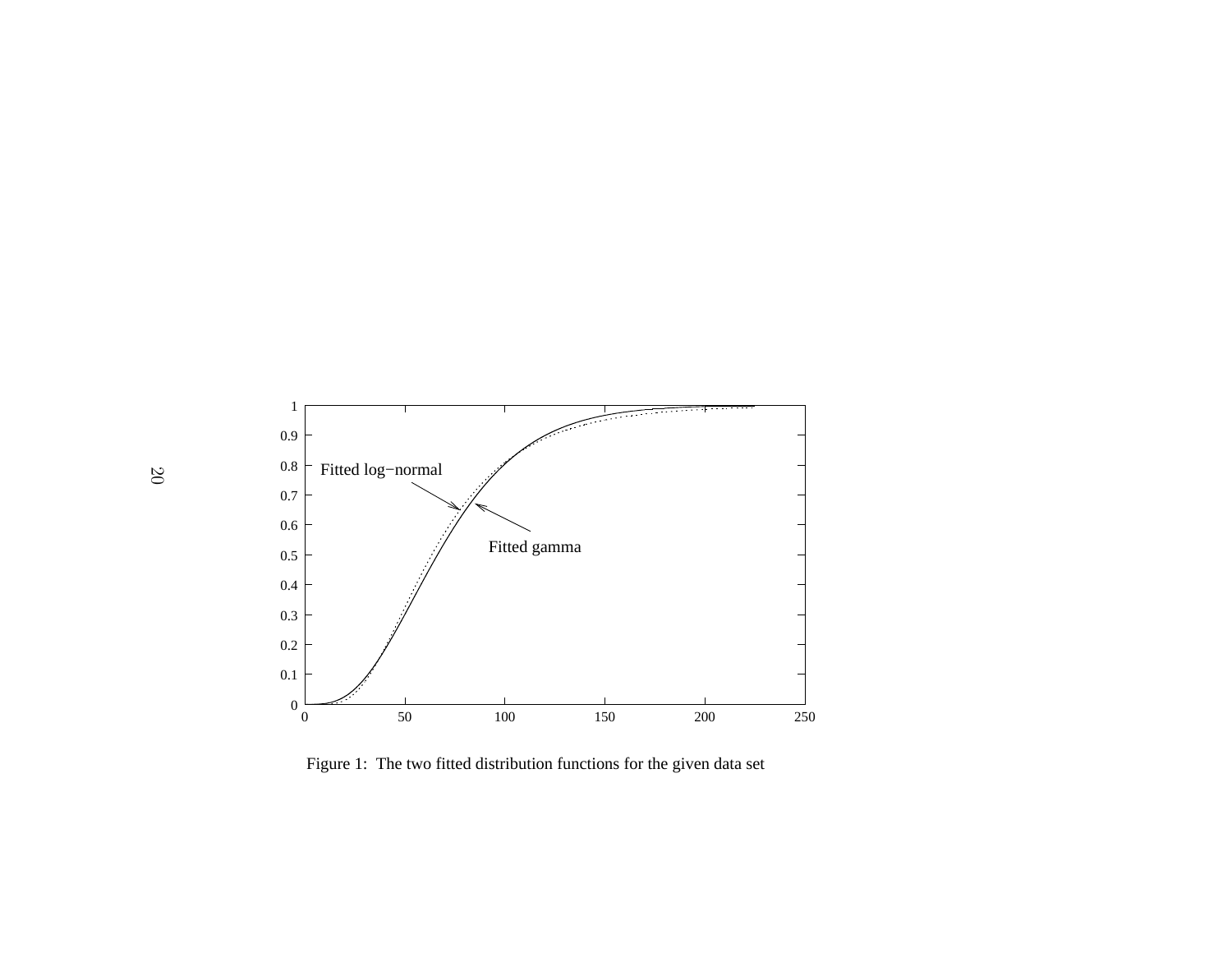Figure 1: The two fitted distribution functions for the given data set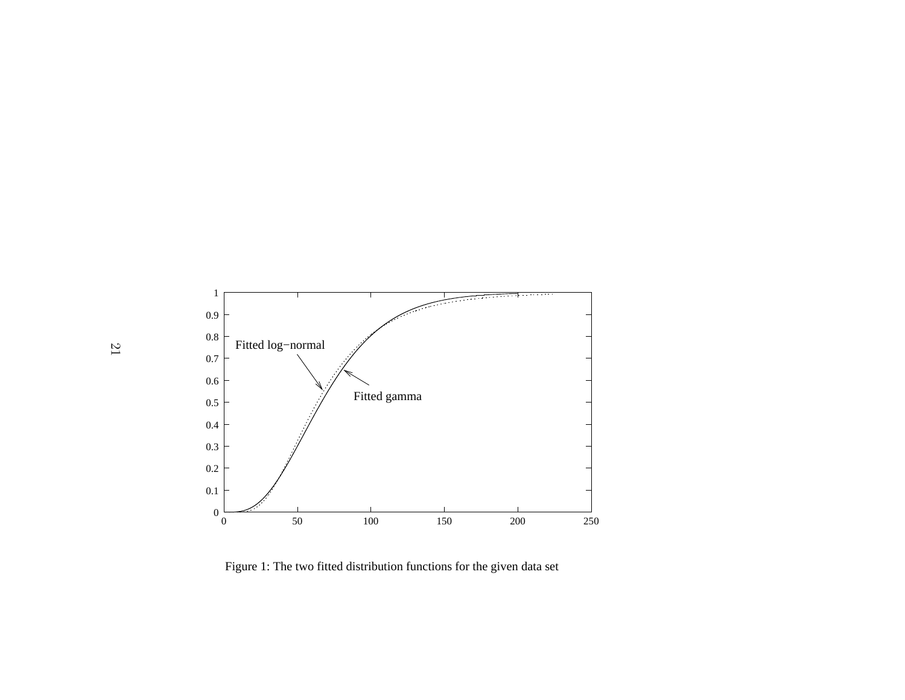1
0.9
0.8
0.7
0.6
0.5
0.4
0.3
0.2
0.1
0

0
50
100
150
200
250

Fitted log−normal

Fitted gamma

Figure 1: The two fitted distribution functions for the given data set